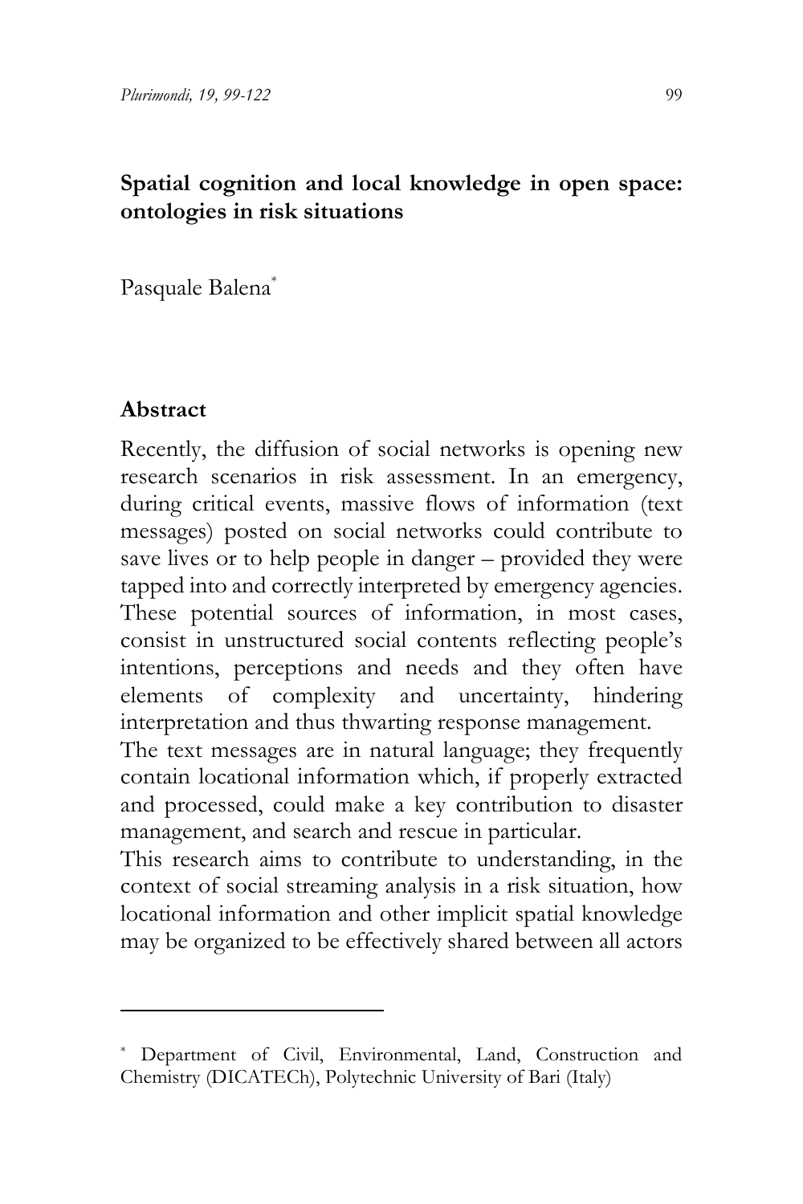# Spatial cognition and local knowledge in open space: ontologies in risk situations

Pasquale Balena[*]

## Abstract

Recently, the diffusion of social networks is opening new research scenarios in risk assessment. In an emergency, during critical events, massive flows of information (text messages) posted on social networks could contribute to save lives or to help people in danger – provided they were tapped into and correctly interpreted by emergency agencies. These potential sources of information, in most cases, consist in unstructured social contents reflecting people's intentions, perceptions and needs and they often have elements of complexity and uncertainty, hindering interpretation and thus thwarting response management.

The text messages are in natural language; they frequently contain locational information which, if properly extracted and processed, could make a key contribution to disaster management, and search and rescue in particular.

This research aims to contribute to understanding, in the context of social streaming analysis in a risk situation, how locational information and other implicit spatial knowledge may be organized to be effectively shared between all actors

---

[*] Department of Civil, Environmental, Land, Construction and Chemistry (DICATECh), Polytechnic University of Bari (Italy)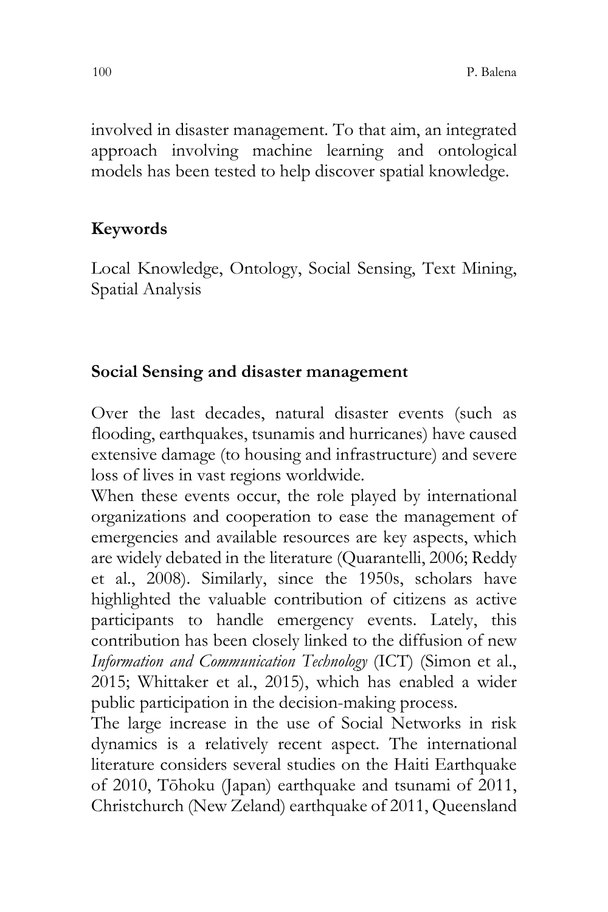involved in disaster management. To that aim, an integrated approach involving machine learning and ontological models has been tested to help discover spatial knowledge.

**Keywords**

Local Knowledge, Ontology, Social Sensing, Text Mining, Spatial Analysis

## Social Sensing and disaster management

Over the last decades, natural disaster events (such as flooding, earthquakes, tsunamis and hurricanes) have caused extensive damage (to housing and infrastructure) and severe loss of lives in vast regions worldwide.

When these events occur, the role played by international organizations and cooperation to ease the management of emergencies and available resources are key aspects, which are widely debated in the literature (Quarantelli, 2006; Reddy et al., 2008). Similarly, since the 1950s, scholars have highlighted the valuable contribution of citizens as active participants to handle emergency events. Lately, this contribution has been closely linked to the diffusion of new *Information and Communication Technology* (ICT) (Simon et al., 2015; Whittaker et al., 2015), which has enabled a wider public participation in the decision-making process.

The large increase in the use of Social Networks in risk dynamics is a relatively recent aspect. The international literature considers several studies on the Haiti Earthquake of 2010, Tōhoku (Japan) earthquake and tsunami of 2011, Christchurch (New Zeland) earthquake of 2011, Queensland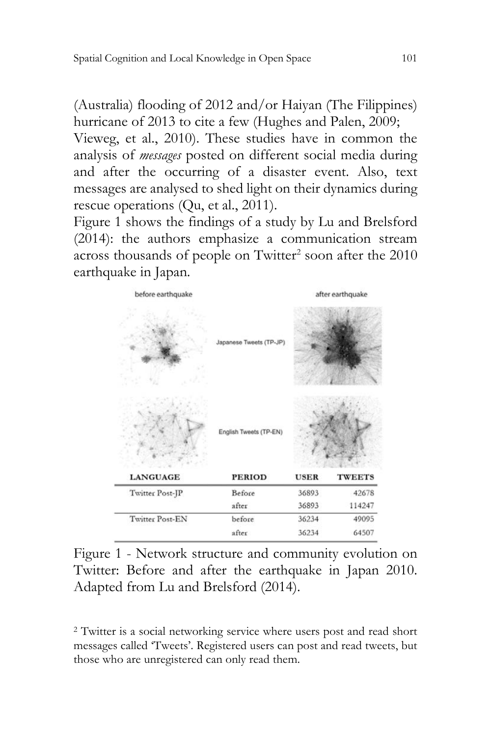(Australia) flooding of 2012 and/or Haiyan (The Filippines) hurricane of 2013 to cite a few (Hughes and Palen, 2009; Vieweg, et al., 2010). These studies have in common the analysis of *messages* posted on different social media during and after the occurring of a disaster event. Also, text messages are analysed to shed light on their dynamics during rescue operations (Qu, et al., 2011).

Figure 1 shows the findings of a study by Lu and Brelsford (2014): the authors emphasize a communication stream across thousands of people on Twitter[2] soon after the 2010 earthquake in Japan.

| LANGUAGE | PERIOD | USER | TWEETS |
|---|---|---|---|
| Twitter Post-JP | Before | 36893 | 42678 |
| | after | 36893 | 114247 |
| Twitter Post-EN | before | 36234 | 49095 |
| | after | 36234 | 64507 |

Figure 1 - Network structure and community evolution on Twitter: Before and after the earthquake in Japan 2010. Adapted from Lu and Brelsford (2014).

[2] Twitter is a social networking service where users post and read short messages called 'Tweets'. Registered users can post and read tweets, but those who are unregistered can only read them.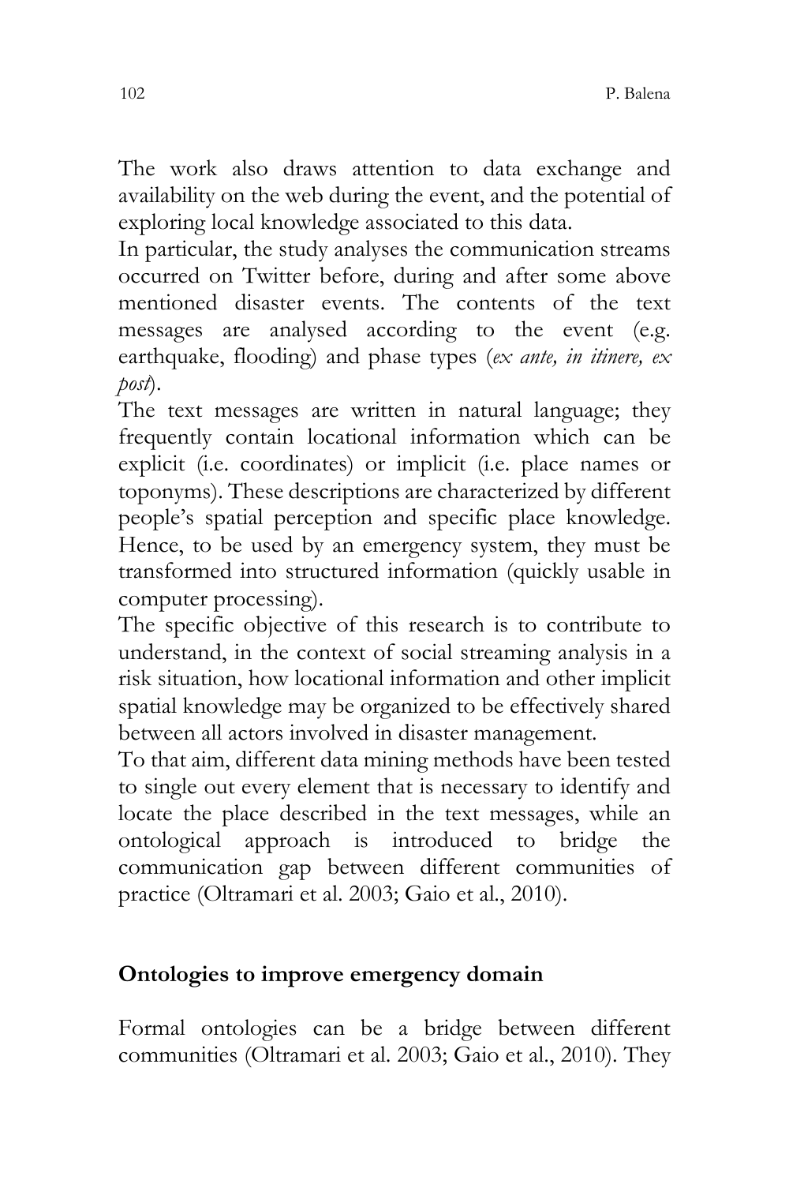The work also draws attention to data exchange and availability on the web during the event, and the potential of exploring local knowledge associated to this data.

In particular, the study analyses the communication streams occurred on Twitter before, during and after some above mentioned disaster events. The contents of the text messages are analysed according to the event (e.g. earthquake, flooding) and phase types (*ex ante, in itinere, ex post*).

The text messages are written in natural language; they frequently contain locational information which can be explicit (i.e. coordinates) or implicit (i.e. place names or toponyms). These descriptions are characterized by different people's spatial perception and specific place knowledge. Hence, to be used by an emergency system, they must be transformed into structured information (quickly usable in computer processing).

The specific objective of this research is to contribute to understand, in the context of social streaming analysis in a risk situation, how locational information and other implicit spatial knowledge may be organized to be effectively shared between all actors involved in disaster management.

To that aim, different data mining methods have been tested to single out every element that is necessary to identify and locate the place described in the text messages, while an ontological approach is introduced to bridge the communication gap between different communities of practice (Oltramari et al. 2003; Gaio et al., 2010).

## Ontologies to improve emergency domain

Formal ontologies can be a bridge between different communities (Oltramari et al. 2003; Gaio et al., 2010). They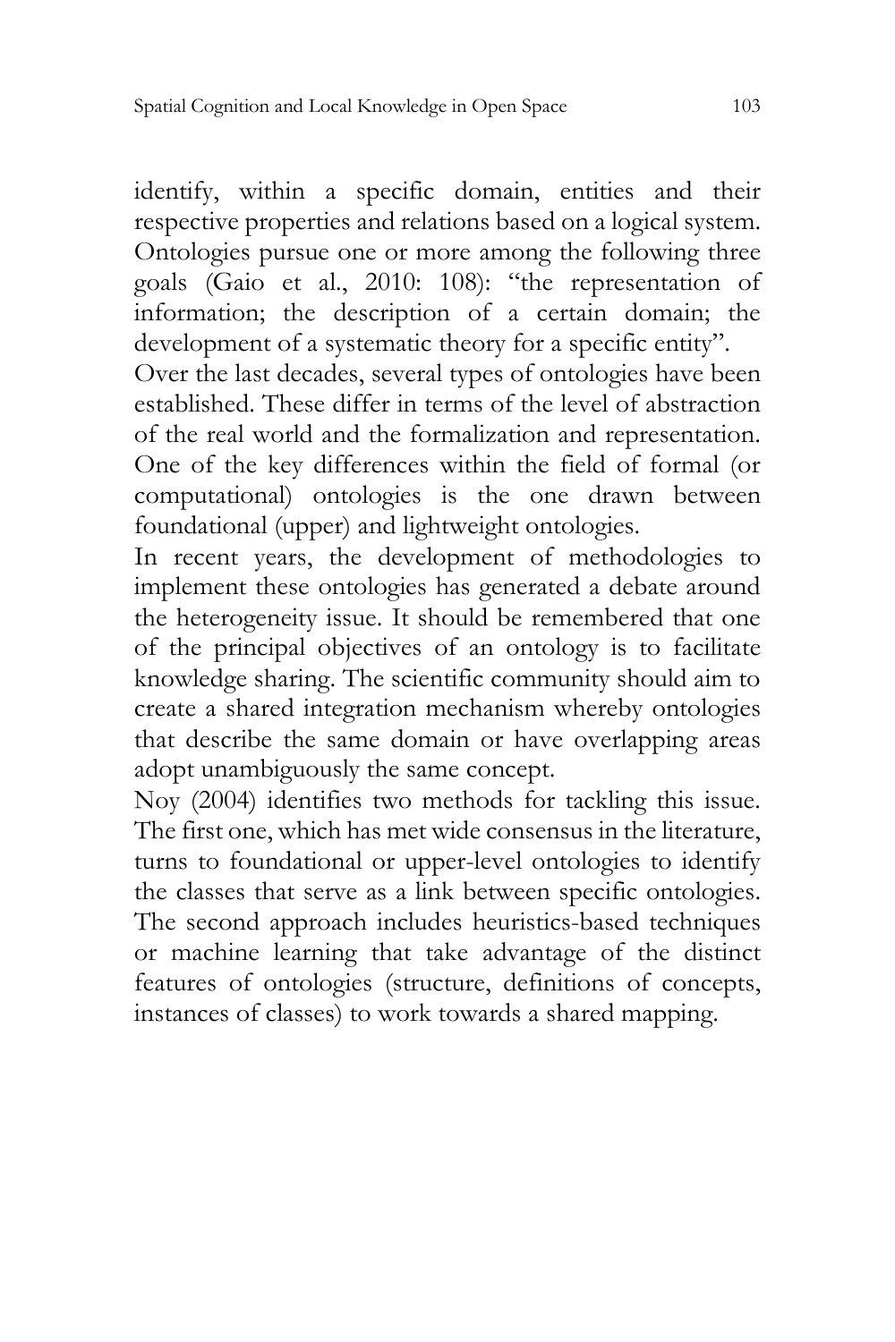identify, within a specific domain, entities and their respective properties and relations based on a logical system. Ontologies pursue one or more among the following three goals (Gaio et al., 2010: 108): "the representation of information; the description of a certain domain; the development of a systematic theory for a specific entity".

Over the last decades, several types of ontologies have been established. These differ in terms of the level of abstraction of the real world and the formalization and representation. One of the key differences within the field of formal (or computational) ontologies is the one drawn between foundational (upper) and lightweight ontologies.

In recent years, the development of methodologies to implement these ontologies has generated a debate around the heterogeneity issue. It should be remembered that one of the principal objectives of an ontology is to facilitate knowledge sharing. The scientific community should aim to create a shared integration mechanism whereby ontologies that describe the same domain or have overlapping areas adopt unambiguously the same concept.

Noy (2004) identifies two methods for tackling this issue. The first one, which has met wide consensus in the literature, turns to foundational or upper-level ontologies to identify the classes that serve as a link between specific ontologies. The second approach includes heuristics-based techniques or machine learning that take advantage of the distinct features of ontologies (structure, definitions of concepts, instances of classes) to work towards a shared mapping.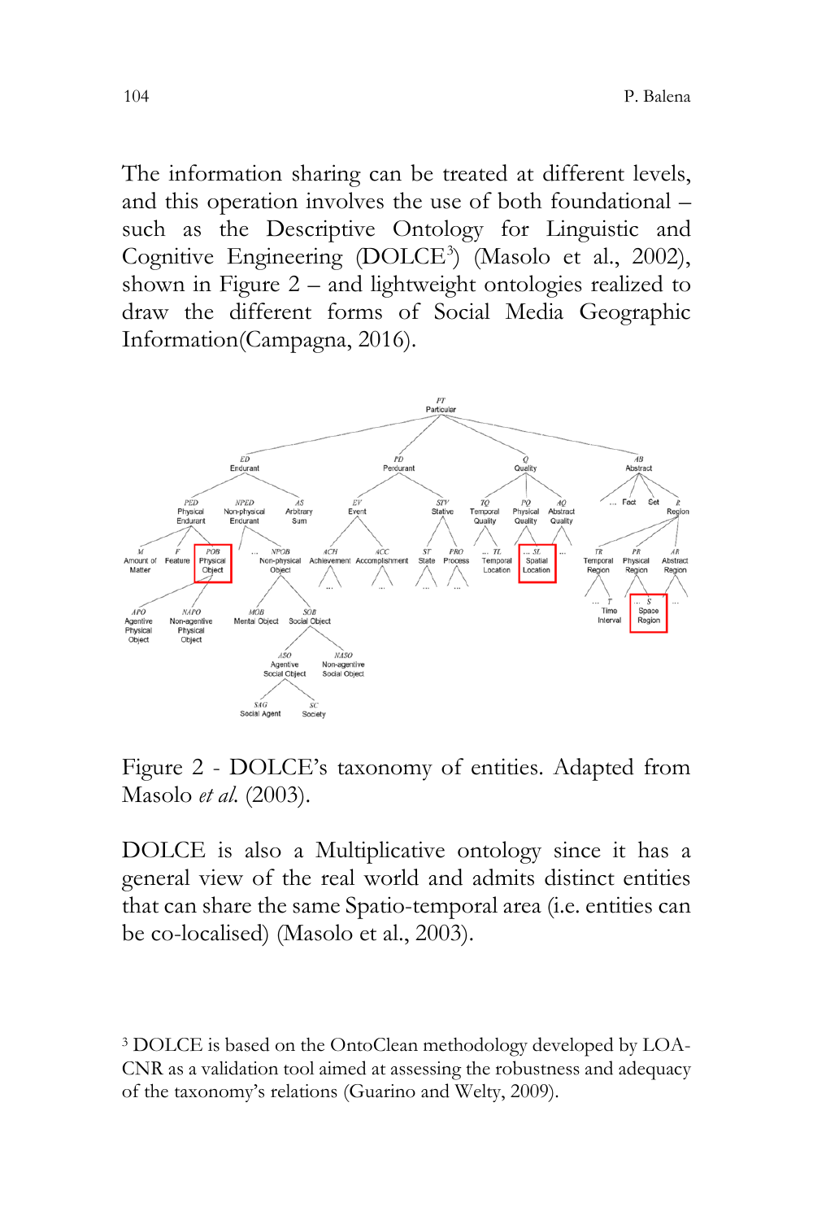The information sharing can be treated at different levels, and this operation involves the use of both foundational – such as the Descriptive Ontology for Linguistic and Cognitive Engineering (DOLCE[3]) (Masolo et al., 2002), shown in Figure 2 – and lightweight ontologies realized to draw the different forms of Social Media Geographic Information(Campagna, 2016).

Figure 2 - DOLCE's taxonomy of entities. Adapted from Masolo *et al.* (2003).

DOLCE is also a Multiplicative ontology since it has a general view of the real world and admits distinct entities that can share the same Spatio-temporal area (i.e. entities can be co-localised) (Masolo et al., 2003).

[3] DOLCE is based on the OntoClean methodology developed by LOA-CNR as a validation tool aimed at assessing the robustness and adequacy of the taxonomy's relations (Guarino and Welty, 2009).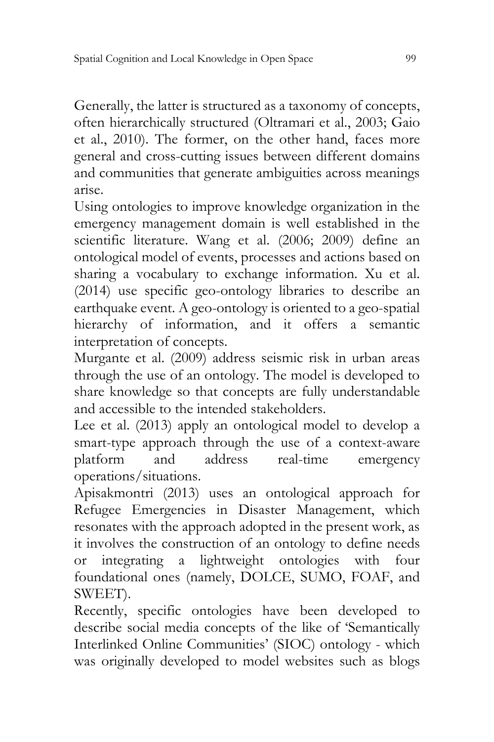Generally, the latter is structured as a taxonomy of concepts, often hierarchically structured (Oltramari et al., 2003; Gaio et al., 2010). The former, on the other hand, faces more general and cross-cutting issues between different domains and communities that generate ambiguities across meanings arise.

Using ontologies to improve knowledge organization in the emergency management domain is well established in the scientific literature. Wang et al. (2006; 2009) define an ontological model of events, processes and actions based on sharing a vocabulary to exchange information. Xu et al. (2014) use specific geo-ontology libraries to describe an earthquake event. A geo-ontology is oriented to a geo-spatial hierarchy of information, and it offers a semantic interpretation of concepts.

Murgante et al. (2009) address seismic risk in urban areas through the use of an ontology. The model is developed to share knowledge so that concepts are fully understandable and accessible to the intended stakeholders.

Lee et al. (2013) apply an ontological model to develop a smart-type approach through the use of a context-aware platform and address real-time emergency operations/situations.

Apisakmontri (2013) uses an ontological approach for Refugee Emergencies in Disaster Management, which resonates with the approach adopted in the present work, as it involves the construction of an ontology to define needs or integrating a lightweight ontologies with four foundational ones (namely, DOLCE, SUMO, FOAF, and SWEET).

Recently, specific ontologies have been developed to describe social media concepts of the like of 'Semantically Interlinked Online Communities' (SIOC) ontology - which was originally developed to model websites such as blogs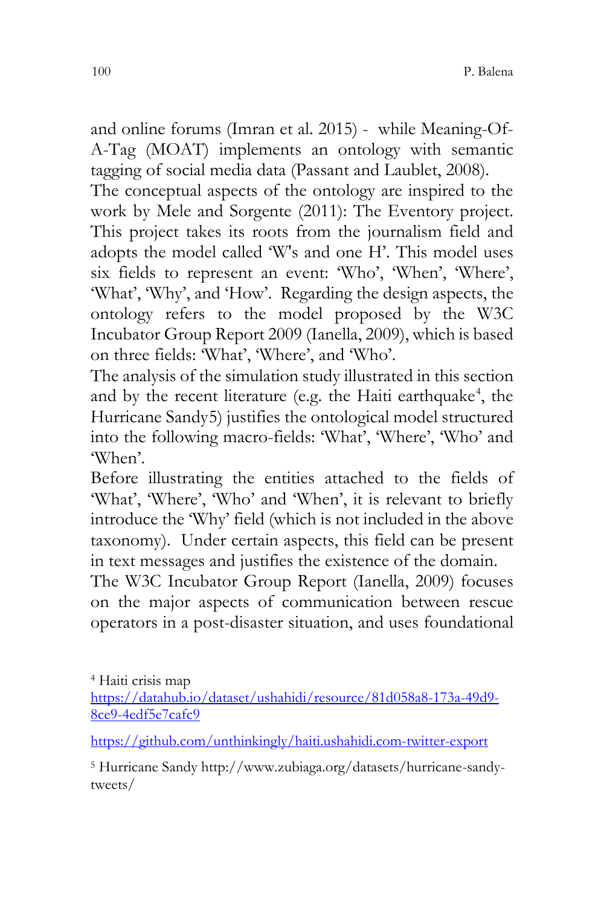and online forums (Imran et al. 2015) - while Meaning-Of-A-Tag (MOAT) implements an ontology with semantic tagging of social media data (Passant and Laublet, 2008).

The conceptual aspects of the ontology are inspired to the work by Mele and Sorgente (2011): The Eventory project. This project takes its roots from the journalism field and adopts the model called 'W's and one H'. This model uses six fields to represent an event: 'Who', 'When', 'Where', 'What', 'Why', and 'How'. Regarding the design aspects, the ontology refers to the model proposed by the W3C Incubator Group Report 2009 (Ianella, 2009), which is based on three fields: 'What', 'Where', and 'Who'.

The analysis of the simulation study illustrated in this section and by the recent literature (e.g. the Haiti earthquake[4], the Hurricane Sandy5) justifies the ontological model structured into the following macro-fields: 'What', 'Where', 'Who' and 'When'.

Before illustrating the entities attached to the fields of 'What', 'Where', 'Who' and 'When', it is relevant to briefly introduce the 'Why' field (which is not included in the above taxonomy). Under certain aspects, this field can be present in text messages and justifies the existence of the domain.

The W3C Incubator Group Report (Ianella, 2009) focuses on the major aspects of communication between rescue operators in a post-disaster situation, and uses foundational

[4] Haiti crisis map
https://datahub.io/dataset/ushahidi/resource/81d058a8-173a-49d9-8ce9-4edf5e7cafc9

https://github.com/unthinkingly/haiti.ushahidi.com-twitter-export

[5] Hurricane Sandy http://www.zubiaga.org/datasets/hurricane-sandy-tweets/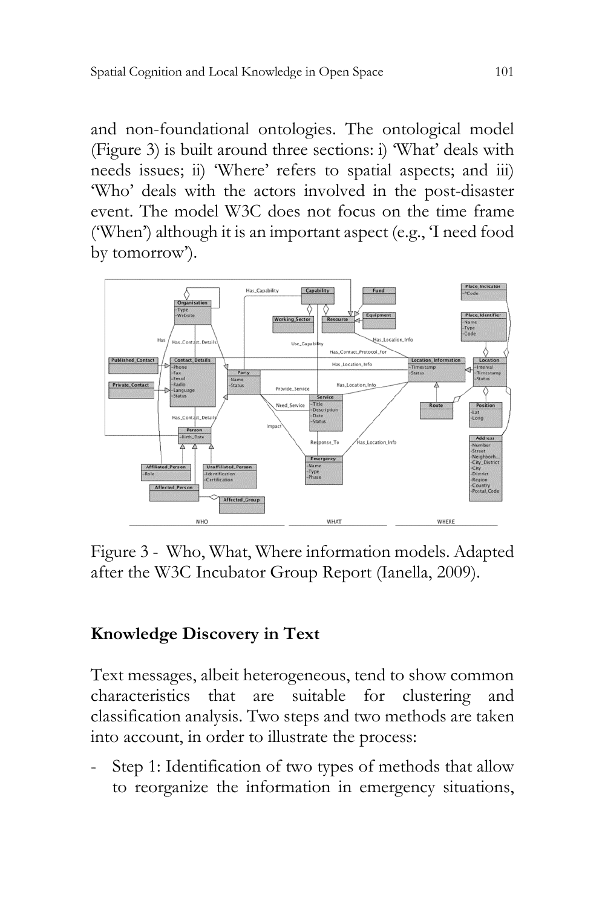and non-foundational ontologies. The ontological model (Figure 3) is built around three sections: i) 'What' deals with needs issues; ii) 'Where' refers to spatial aspects; and iii) 'Who' deals with the actors involved in the post-disaster event. The model W3C does not focus on the time frame ('When') although it is an important aspect (e.g., 'I need food by tomorrow').

Figure 3 - Who, What, Where information models. Adapted after the W3C Incubator Group Report (Ianella, 2009).

## Knowledge Discovery in Text

Text messages, albeit heterogeneous, tend to show common characteristics that are suitable for clustering and classification analysis. Two steps and two methods are taken into account, in order to illustrate the process:

- Step 1: Identification of two types of methods that allow to reorganize the information in emergency situations,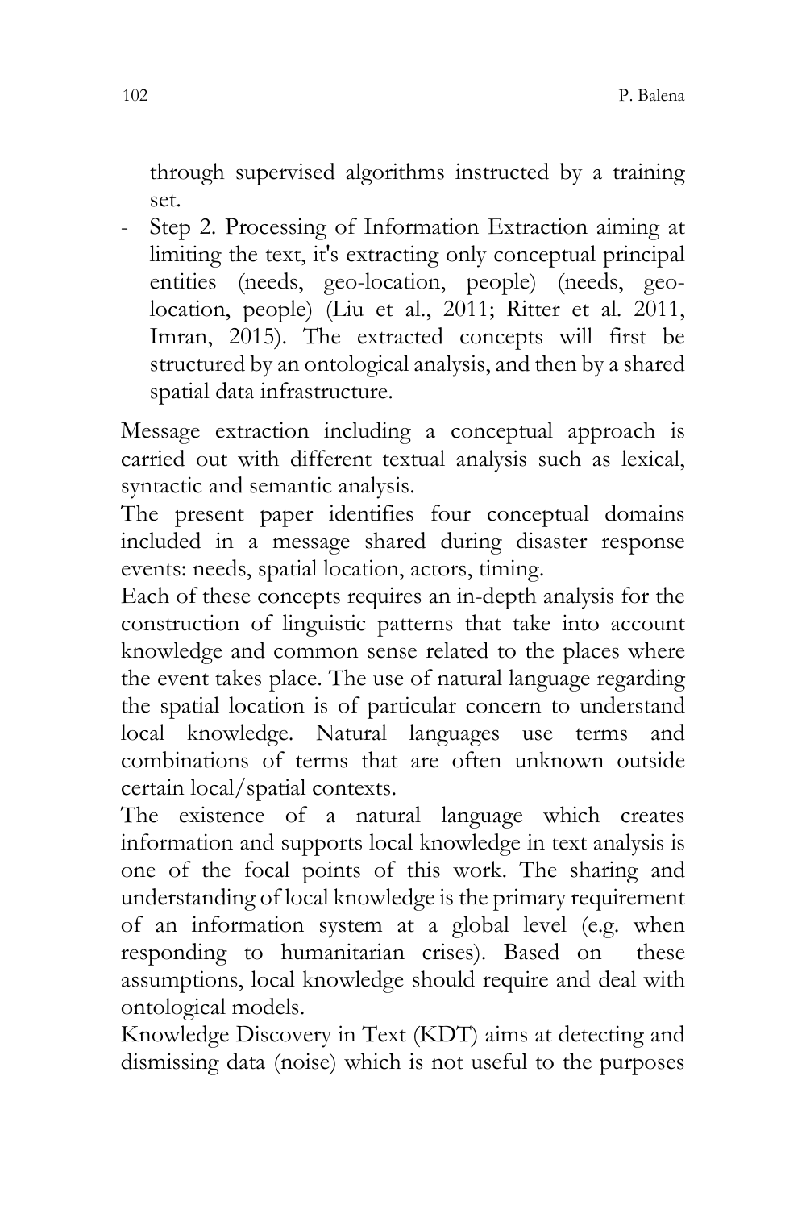through supervised algorithms instructed by a training set.

- Step 2. Processing of Information Extraction aiming at limiting the text, it's extracting only conceptual principal entities (needs, geo-location, people) (needs, geo-location, people) (Liu et al., 2011; Ritter et al. 2011, Imran, 2015). The extracted concepts will first be structured by an ontological analysis, and then by a shared spatial data infrastructure.

Message extraction including a conceptual approach is carried out with different textual analysis such as lexical, syntactic and semantic analysis.

The present paper identifies four conceptual domains included in a message shared during disaster response events: needs, spatial location, actors, timing.

Each of these concepts requires an in-depth analysis for the construction of linguistic patterns that take into account knowledge and common sense related to the places where the event takes place. The use of natural language regarding the spatial location is of particular concern to understand local knowledge. Natural languages use terms and combinations of terms that are often unknown outside certain local/spatial contexts.

The existence of a natural language which creates information and supports local knowledge in text analysis is one of the focal points of this work. The sharing and understanding of local knowledge is the primary requirement of an information system at a global level (e.g. when responding to humanitarian crises). Based on these assumptions, local knowledge should require and deal with ontological models.

Knowledge Discovery in Text (KDT) aims at detecting and dismissing data (noise) which is not useful to the purposes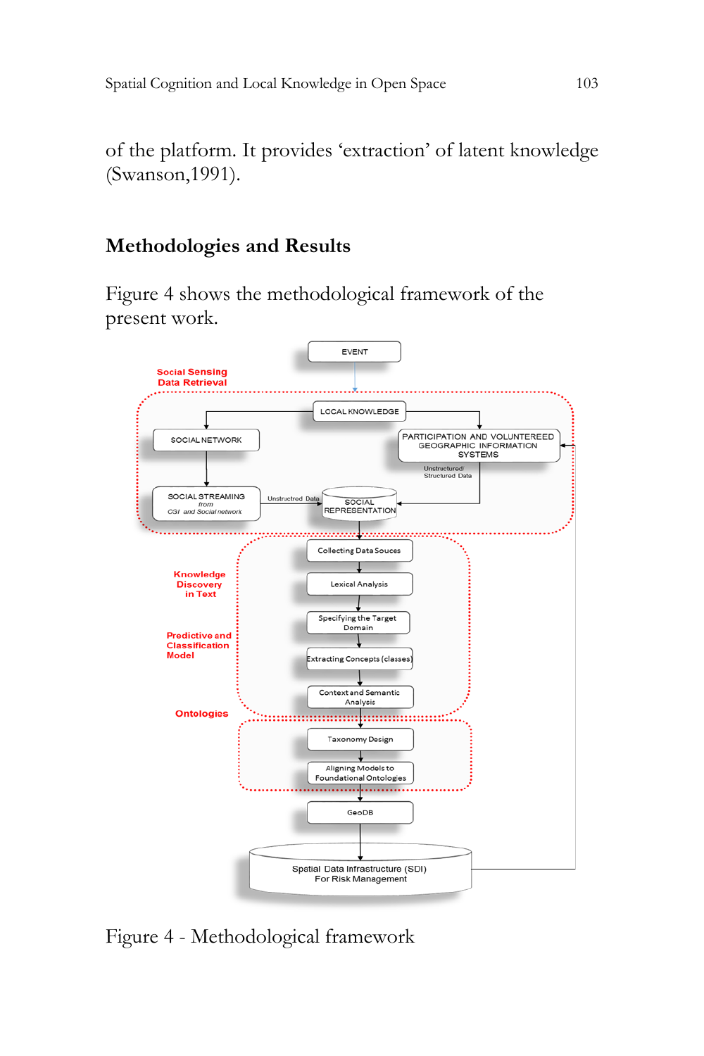of the platform. It provides 'extraction' of latent knowledge (Swanson,1991).

## Methodologies and Results

Figure 4 shows the methodological framework of the present work.

Figure 4 - Methodological framework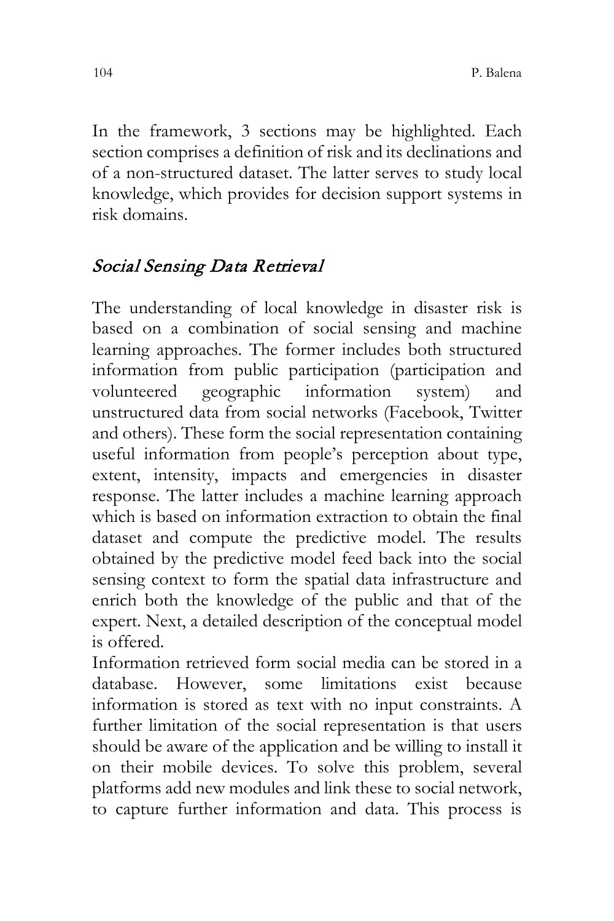In the framework, 3 sections may be highlighted. Each section comprises a definition of risk and its declinations and of a non-structured dataset. The latter serves to study local knowledge, which provides for decision support systems in risk domains.

## *Social Sensing Data Retrieval*

The understanding of local knowledge in disaster risk is based on a combination of social sensing and machine learning approaches. The former includes both structured information from public participation (participation and volunteered geographic information system) and unstructured data from social networks (Facebook, Twitter and others). These form the social representation containing useful information from people's perception about type, extent, intensity, impacts and emergencies in disaster response. The latter includes a machine learning approach which is based on information extraction to obtain the final dataset and compute the predictive model. The results obtained by the predictive model feed back into the social sensing context to form the spatial data infrastructure and enrich both the knowledge of the public and that of the expert. Next, a detailed description of the conceptual model is offered.

Information retrieved form social media can be stored in a database. However, some limitations exist because information is stored as text with no input constraints. A further limitation of the social representation is that users should be aware of the application and be willing to install it on their mobile devices. To solve this problem, several platforms add new modules and link these to social network, to capture further information and data. This process is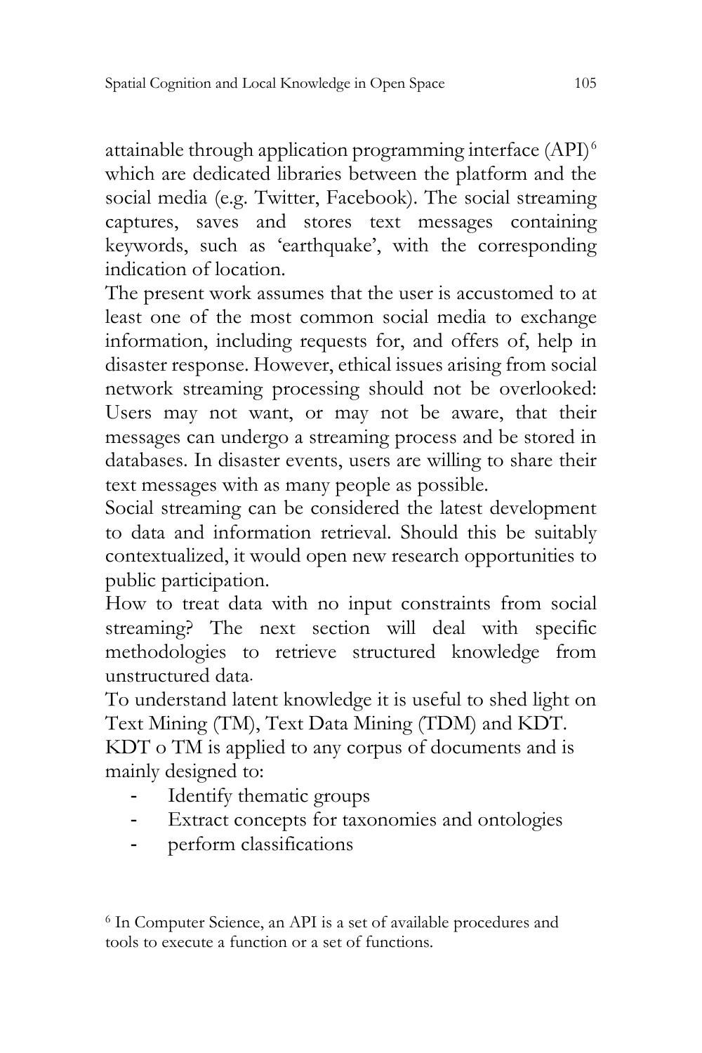attainable through application programming interface (API)[6] which are dedicated libraries between the platform and the social media (e.g. Twitter, Facebook). The social streaming captures, saves and stores text messages containing keywords, such as 'earthquake', with the corresponding indication of location.

The present work assumes that the user is accustomed to at least one of the most common social media to exchange information, including requests for, and offers of, help in disaster response. However, ethical issues arising from social network streaming processing should not be overlooked: Users may not want, or may not be aware, that their messages can undergo a streaming process and be stored in databases. In disaster events, users are willing to share their text messages with as many people as possible.

Social streaming can be considered the latest development to data and information retrieval. Should this be suitably contextualized, it would open new research opportunities to public participation.

How to treat data with no input constraints from social streaming? The next section will deal with specific methodologies to retrieve structured knowledge from unstructured data.

To understand latent knowledge it is useful to shed light on Text Mining (TM), Text Data Mining (TDM) and KDT.

KDT o TM is applied to any corpus of documents and is mainly designed to:

- Identify thematic groups
- Extract concepts for taxonomies and ontologies
- perform classifications

[6] In Computer Science, an API is a set of available procedures and tools to execute a function or a set of functions.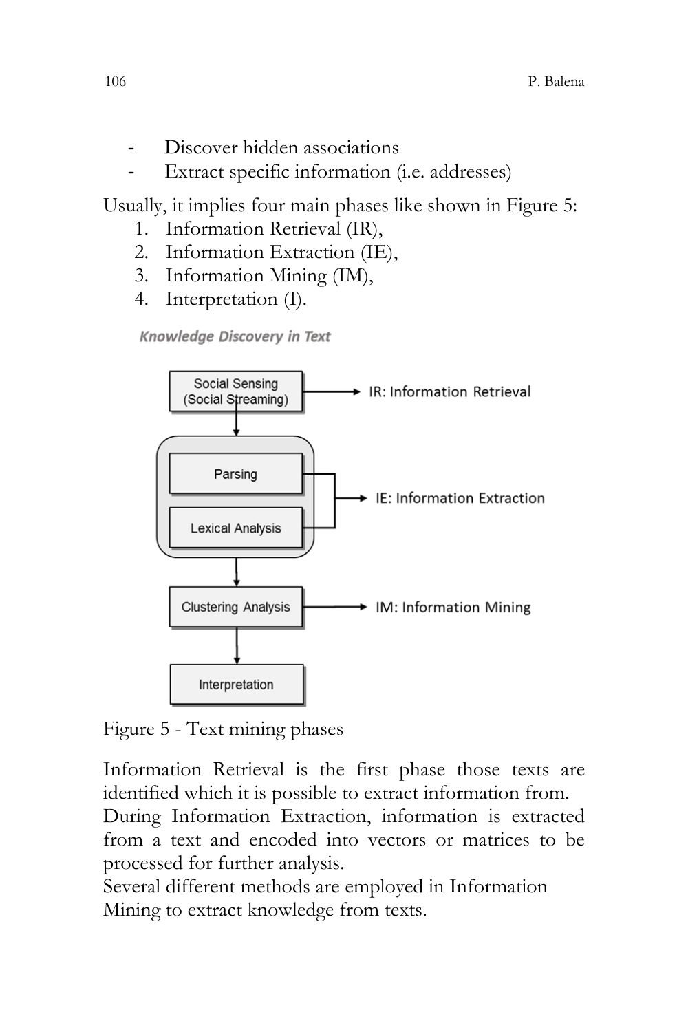- Discover hidden associations
- Extract specific information (i.e. addresses)

Usually, it implies four main phases like shown in Figure 5:

1. Information Retrieval (IR),
2. Information Extraction (IE),
3. Information Mining (IM),
4. Interpretation (I).

Figure 5 - Text mining phases

Information Retrieval is the first phase those texts are identified which it is possible to extract information from.
During Information Extraction, information is extracted from a text and encoded into vectors or matrices to be processed for further analysis.
Several different methods are employed in Information Mining to extract knowledge from texts.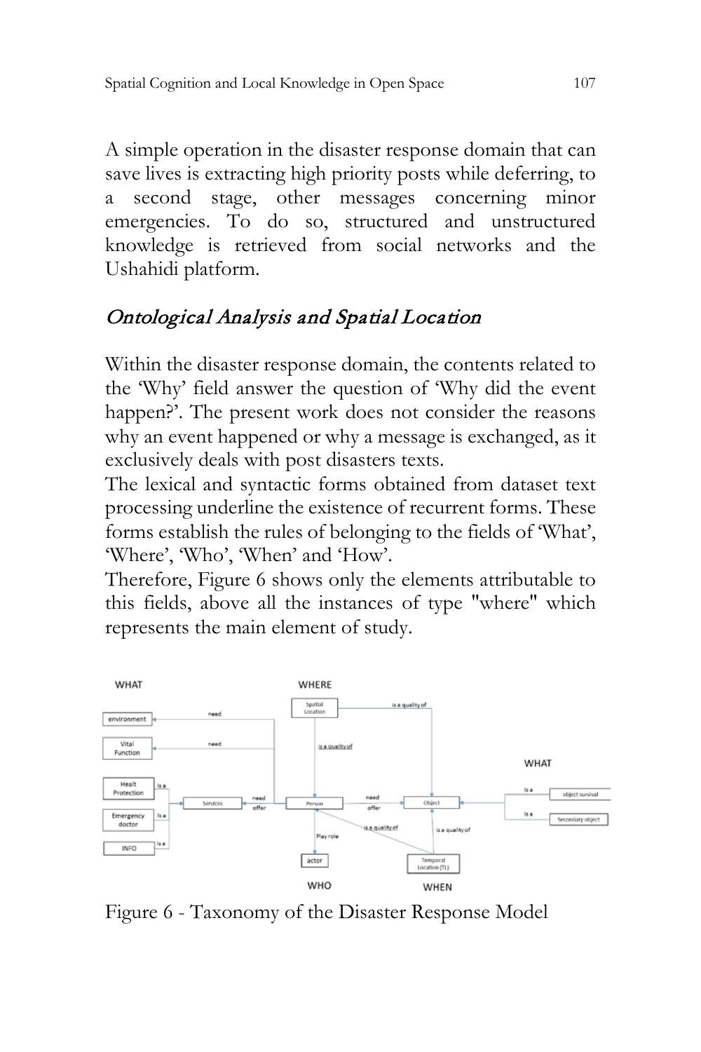A simple operation in the disaster response domain that can save lives is extracting high priority posts while deferring, to a second stage, other messages concerning minor emergencies. To do so, structured and unstructured knowledge is retrieved from social networks and the Ushahidi platform.

## *Ontological Analysis and Spatial Location*

Within the disaster response domain, the contents related to the 'Why' field answer the question of 'Why did the event happen?'. The present work does not consider the reasons why an event happened or why a message is exchanged, as it exclusively deals with post disasters texts.

The lexical and syntactic forms obtained from dataset text processing underline the existence of recurrent forms. These forms establish the rules of belonging to the fields of 'What', 'Where', 'Who', 'When' and 'How'.

Therefore, Figure 6 shows only the elements attributable to this fields, above all the instances of type "where" which represents the main element of study.

Figure 6 - Taxonomy of the Disaster Response Model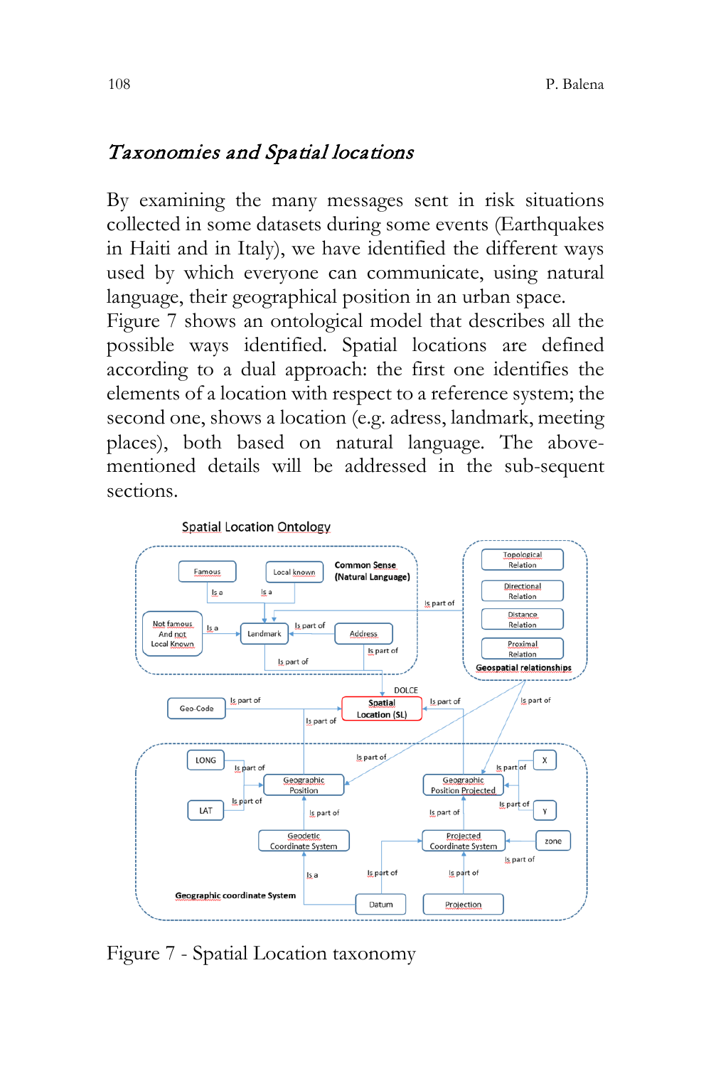## *Taxonomies and Spatial locations*

By examining the many messages sent in risk situations collected in some datasets during some events (Earthquakes in Haiti and in Italy), we have identified the different ways used by which everyone can communicate, using natural language, their geographical position in an urban space.
Figure 7 shows an ontological model that describes all the possible ways identified. Spatial locations are defined according to a dual approach: the first one identifies the elements of a location with respect to a reference system; the second one, shows a location (e.g. adress, landmark, meeting places), both based on natural language. The above-mentioned details will be addressed in the sub-sequent sections.

Figure 7 - Spatial Location taxonomy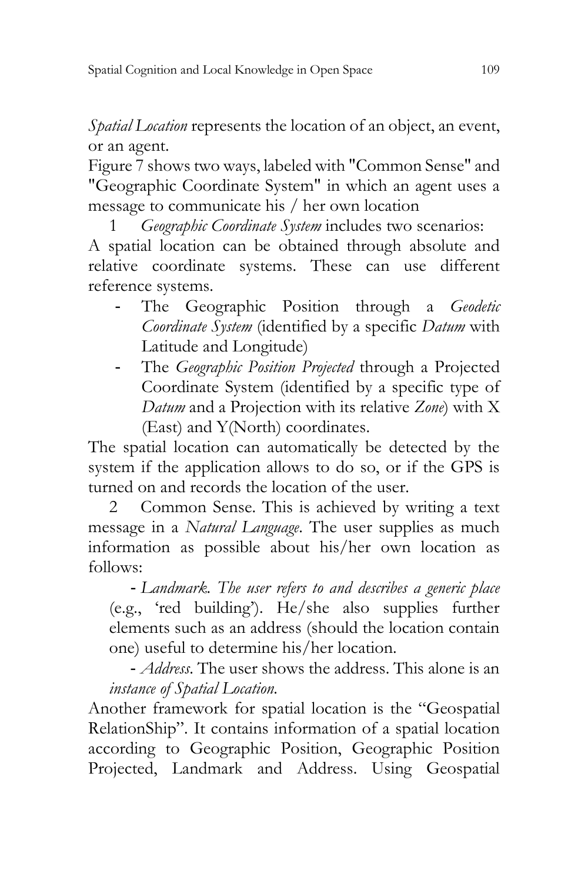*Spatial Location* represents the location of an object, an event, or an agent.

Figure 7 shows two ways, labeled with "Common Sense" and "Geographic Coordinate System" in which an agent uses a message to communicate his / her own location

1 *Geographic Coordinate System* includes two scenarios: A spatial location can be obtained through absolute and relative coordinate systems. These can use different reference systems.

- The Geographic Position through a *Geodetic Coordinate System* (identified by a specific *Datum* with Latitude and Longitude)
- The *Geographic Position Projected* through a Projected Coordinate System (identified by a specific type of *Datum* and a Projection with its relative *Zone*) with X (East) and Y(North) coordinates.

The spatial location can automatically be detected by the system if the application allows to do so, or if the GPS is turned on and records the location of the user.

2 Common Sense. This is achieved by writing a text message in a *Natural Language*. The user supplies as much information as possible about his/her own location as follows:

- *Landmark. The user refers to and describes a generic place* (e.g., 'red building'). He/she also supplies further elements such as an address (should the location contain one) useful to determine his/her location.
- *Address*. The user shows the address. This alone is an *instance of Spatial Location*.

Another framework for spatial location is the "Geospatial RelationShip". It contains information of a spatial location according to Geographic Position, Geographic Position Projected, Landmark and Address. Using Geospatial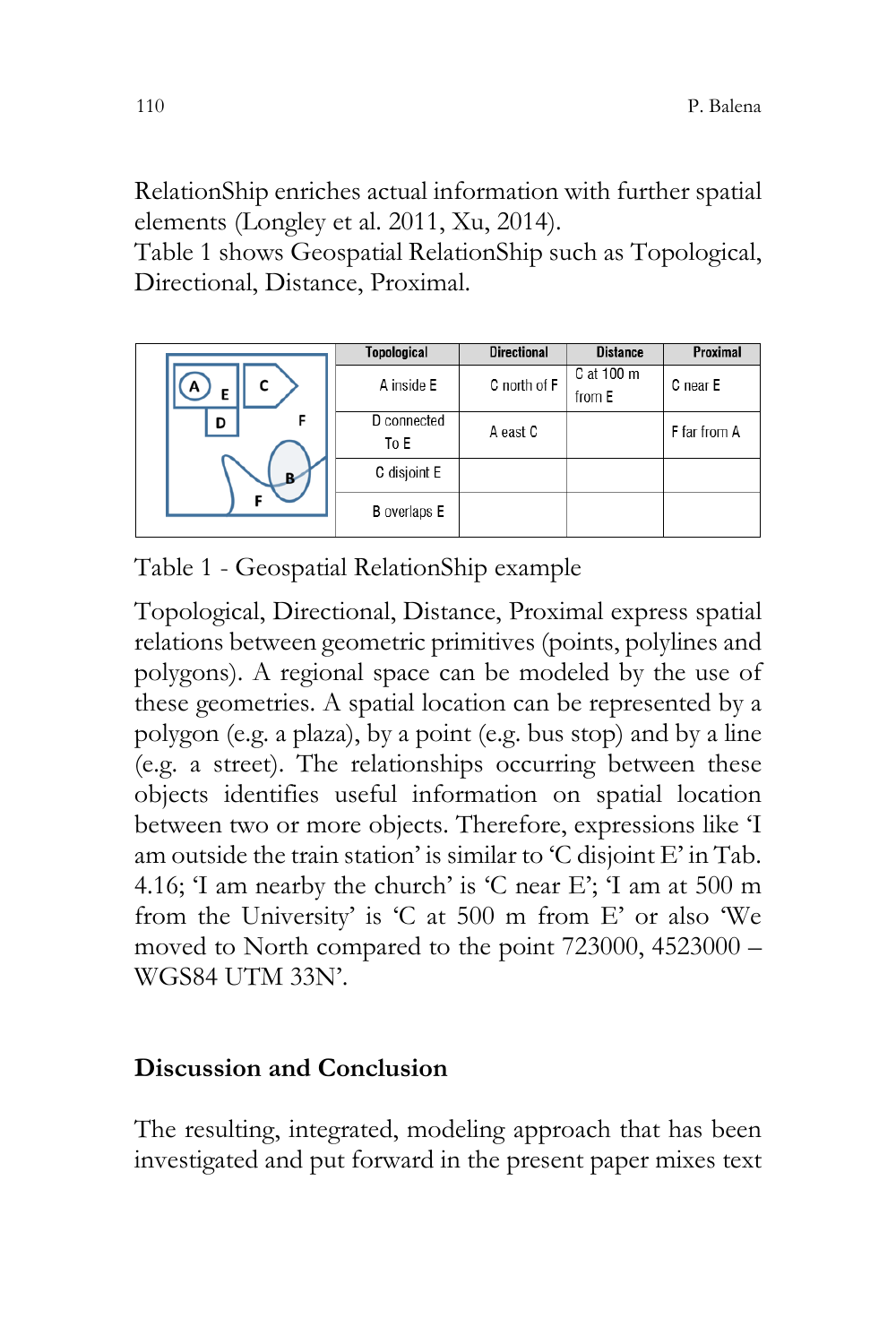RelationShip enriches actual information with further spatial elements (Longley et al. 2011, Xu, 2014).
Table 1 shows Geospatial RelationShip such as Topological, Directional, Distance, Proximal.

| | Topological | Directional | Distance | Proximal |
|---|---|---|---|---|
| | A inside E | C north of F | C at 100 m from E | C near E |
| | D connected To E | A east C | | F far from A |
| | C disjoint E | | | |
| | B overlaps E | | | |

Table 1 - Geospatial RelationShip example

Topological, Directional, Distance, Proximal express spatial relations between geometric primitives (points, polylines and polygons). A regional space can be modeled by the use of these geometries. A spatial location can be represented by a polygon (e.g. a plaza), by a point (e.g. bus stop) and by a line (e.g. a street). The relationships occurring between these objects identifies useful information on spatial location between two or more objects. Therefore, expressions like 'I am outside the train station' is similar to 'C disjoint E' in Tab. 4.16; 'I am nearby the church' is 'C near E'; 'I am at 500 m from the University' is 'C at 500 m from E' or also 'We moved to North compared to the point 723000, 4523000 – WGS84 UTM 33N'.

## Discussion and Conclusion

The resulting, integrated, modeling approach that has been investigated and put forward in the present paper mixes text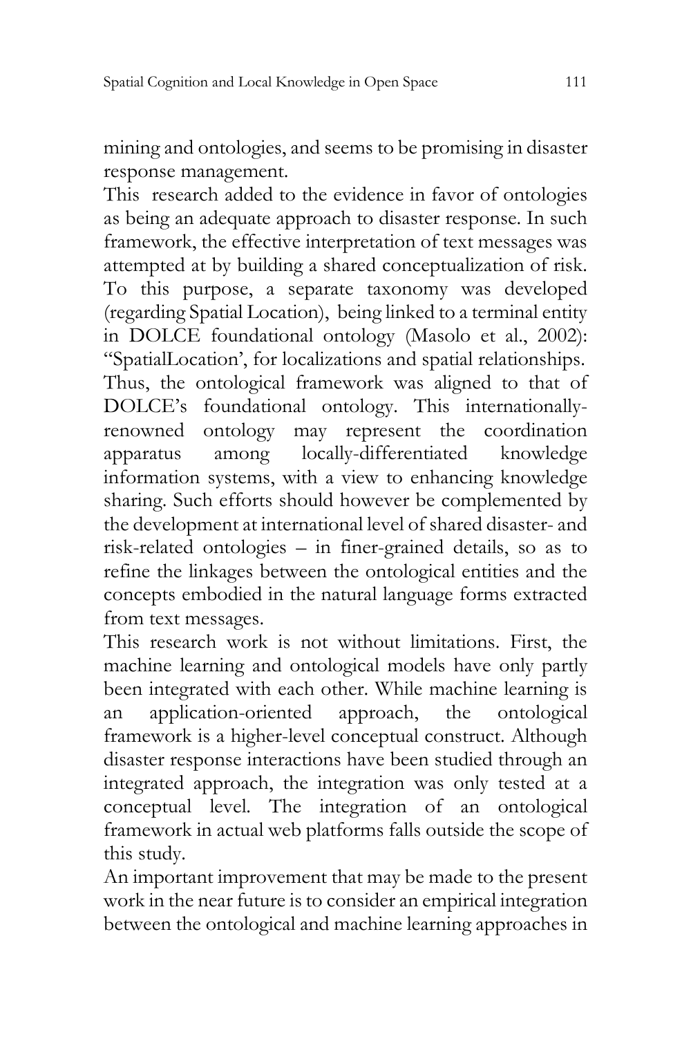mining and ontologies, and seems to be promising in disaster response management.

This research added to the evidence in favor of ontologies as being an adequate approach to disaster response. In such framework, the effective interpretation of text messages was attempted at by building a shared conceptualization of risk. To this purpose, a separate taxonomy was developed (regarding Spatial Location), being linked to a terminal entity in DOLCE foundational ontology (Masolo et al., 2002): "SpatialLocation', for localizations and spatial relationships. Thus, the ontological framework was aligned to that of DOLCE's foundational ontology. This internationally-renowned ontology may represent the coordination apparatus among locally-differentiated knowledge information systems, with a view to enhancing knowledge sharing. Such efforts should however be complemented by the development at international level of shared disaster- and risk-related ontologies – in finer-grained details, so as to refine the linkages between the ontological entities and the concepts embodied in the natural language forms extracted from text messages.

This research work is not without limitations. First, the machine learning and ontological models have only partly been integrated with each other. While machine learning is an application-oriented approach, the ontological framework is a higher-level conceptual construct. Although disaster response interactions have been studied through an integrated approach, the integration was only tested at a conceptual level. The integration of an ontological framework in actual web platforms falls outside the scope of this study.

An important improvement that may be made to the present work in the near future is to consider an empirical integration between the ontological and machine learning approaches in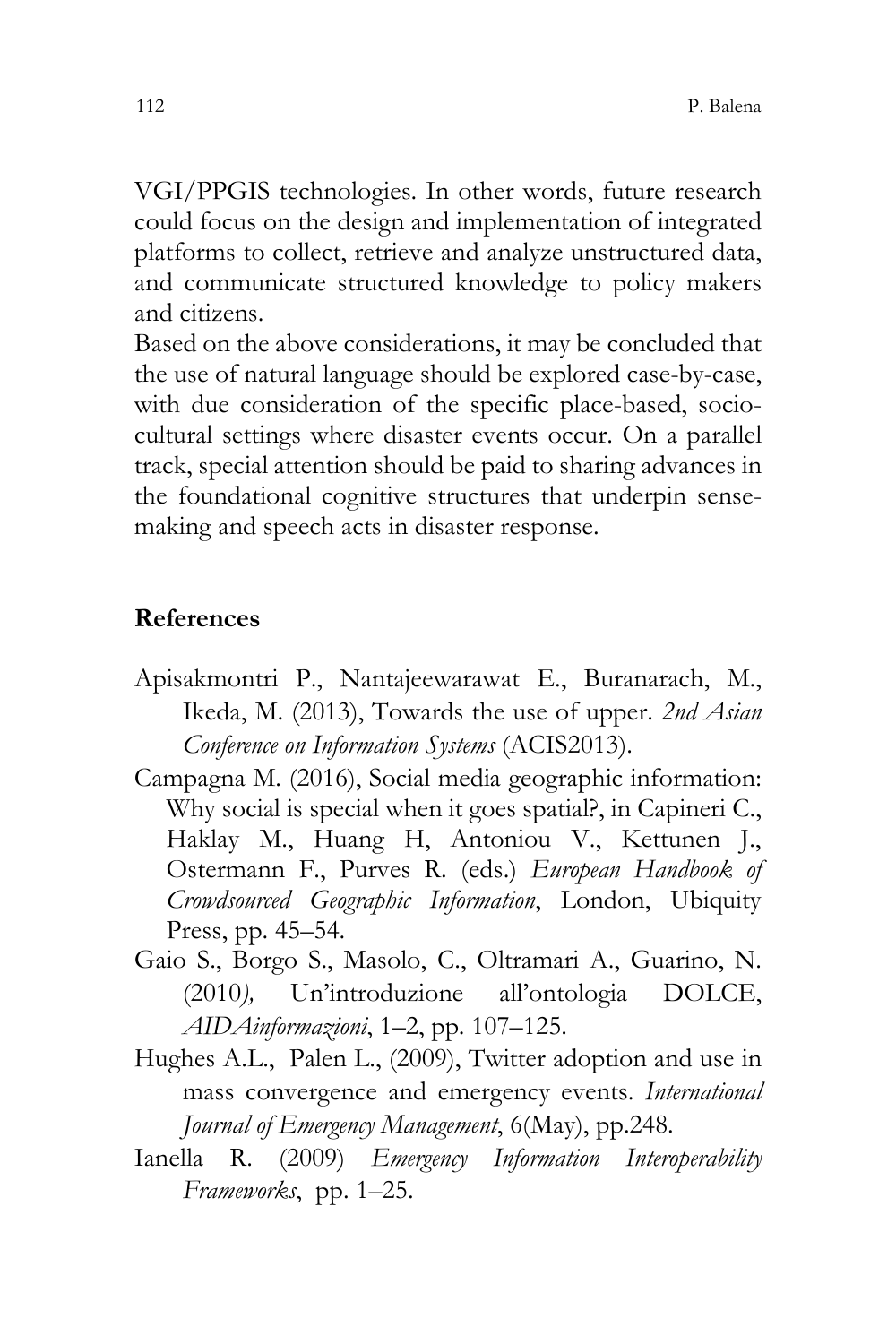VGI/PPGIS technologies. In other words, future research could focus on the design and implementation of integrated platforms to collect, retrieve and analyze unstructured data, and communicate structured knowledge to policy makers and citizens.

Based on the above considerations, it may be concluded that the use of natural language should be explored case-by-case, with due consideration of the specific place-based, socio-cultural settings where disaster events occur. On a parallel track, special attention should be paid to sharing advances in the foundational cognitive structures that underpin sense-making and speech acts in disaster response.

## References

Apisakmontri P., Nantajeewarawat E., Buranarach, M., Ikeda, M. (2013), Towards the use of upper. *2nd Asian Conference on Information Systems* (ACIS2013).

Campagna M. (2016), Social media geographic information: Why social is special when it goes spatial?, in Capineri C., Haklay M., Huang H, Antoniou V., Kettunen J., Ostermann F., Purves R. (eds.) *European Handbook of Crowdsourced Geographic Information*, London, Ubiquity Press, pp. 45–54.

Gaio S., Borgo S., Masolo, C., Oltramari A., Guarino, N. (2010*),* Un'introduzione all'ontologia DOLCE, *AIDAinformazioni*, 1–2, pp. 107–125.

Hughes A.L., Palen L., (2009), Twitter adoption and use in mass convergence and emergency events. *International Journal of Emergency Management*, 6(May), pp.248.

Ianella R. (2009) *Emergency Information Interoperability Frameworks*, pp. 1–25.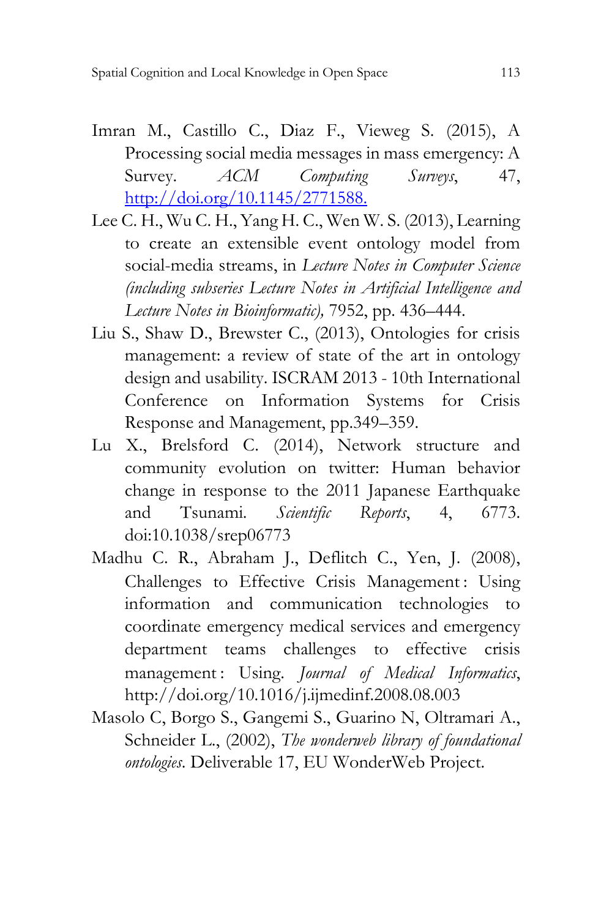Imran M., Castillo C., Diaz F., Vieweg S. (2015), A Processing social media messages in mass emergency: A Survey. *ACM Computing Surveys*, 47, http://doi.org/10.1145/2771588.

Lee C. H., Wu C. H., Yang H. C., Wen W. S. (2013), Learning to create an extensible event ontology model from social-media streams, in *Lecture Notes in Computer Science (including subseries Lecture Notes in Artificial Intelligence and Lecture Notes in Bioinformatic),* 7952, pp. 436–444.

Liu S., Shaw D., Brewster C., (2013), Ontologies for crisis management: a review of state of the art in ontology design and usability. ISCRAM 2013 - 10th International Conference on Information Systems for Crisis Response and Management, pp.349–359.

Lu X., Brelsford C. (2014), Network structure and community evolution on twitter: Human behavior change in response to the 2011 Japanese Earthquake and Tsunami. *Scientific Reports*, 4, 6773. doi:10.1038/srep06773

Madhu C. R., Abraham J., Deflitch C., Yen, J. (2008), Challenges to Effective Crisis Management : Using information and communication technologies to coordinate emergency medical services and emergency department teams challenges to effective crisis management : Using. *Journal of Medical Informatics*, http://doi.org/10.1016/j.ijmedinf.2008.08.003

Masolo C, Borgo S., Gangemi S., Guarino N, Oltramari A., Schneider L., (2002), *The wonderweb library of foundational ontologies*. Deliverable 17, EU WonderWeb Project.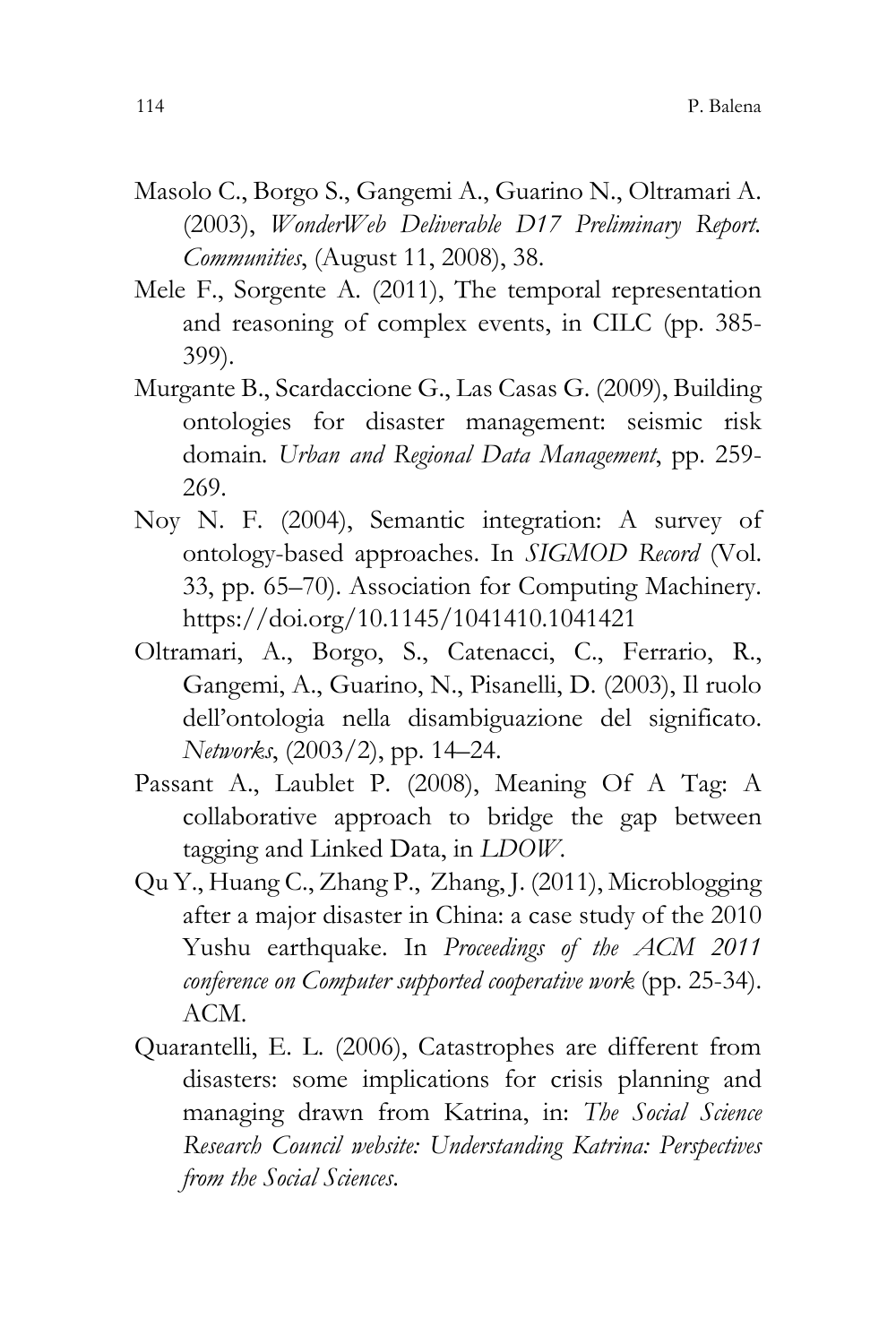Masolo C., Borgo S., Gangemi A., Guarino N., Oltramari A. (2003), *WonderWeb Deliverable D17 Preliminary Report. Communities*, (August 11, 2008), 38.

Mele F., Sorgente A. (2011), The temporal representation and reasoning of complex events, in CILC (pp. 385-399).

Murgante B., Scardaccione G., Las Casas G. (2009), Building ontologies for disaster management: seismic risk domain. *Urban and Regional Data Management*, pp. 259-269.

Noy N. F. (2004), Semantic integration: A survey of ontology-based approaches. In *SIGMOD Record* (Vol. 33, pp. 65–70). Association for Computing Machinery. https://doi.org/10.1145/1041410.1041421

Oltramari, A., Borgo, S., Catenacci, C., Ferrario, R., Gangemi, A., Guarino, N., Pisanelli, D. (2003), Il ruolo dell'ontologia nella disambiguazione del significato. *Networks*, (2003/2), pp. 14–24.

Passant A., Laublet P. (2008), Meaning Of A Tag: A collaborative approach to bridge the gap between tagging and Linked Data, in *LDOW*.

Qu Y., Huang C., Zhang P., Zhang, J. (2011), Microblogging after a major disaster in China: a case study of the 2010 Yushu earthquake. In *Proceedings of the ACM 2011 conference on Computer supported cooperative work* (pp. 25-34). ACM.

Quarantelli, E. L. (2006), Catastrophes are different from disasters: some implications for crisis planning and managing drawn from Katrina, in: *The Social Science Research Council website: Understanding Katrina: Perspectives from the Social Sciences*.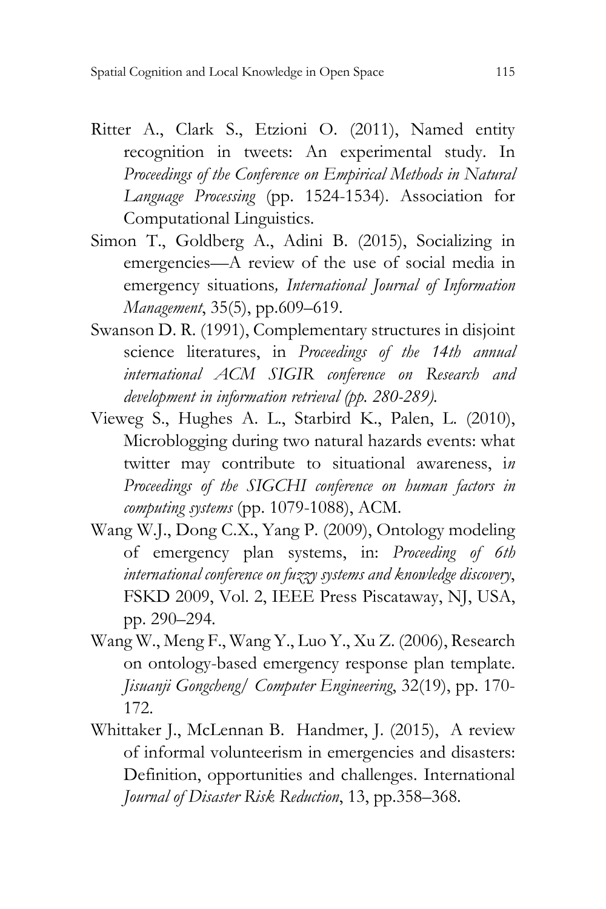Ritter A., Clark S., Etzioni O. (2011), Named entity recognition in tweets: An experimental study. In *Proceedings of the Conference on Empirical Methods in Natural Language Processing* (pp. 1524-1534). Association for Computational Linguistics.

Simon T., Goldberg A., Adini B. (2015), Socializing in emergencies—A review of the use of social media in emergency situations*, International Journal of Information Management*, 35(5), pp.609–619.

Swanson D. R. (1991), Complementary structures in disjoint science literatures, in *Proceedings of the 14th annual international ACM SIGIR conference on Research and development in information retrieval (pp. 280-289).*

Vieweg S., Hughes A. L., Starbird K., Palen, L. (2010), Microblogging during two natural hazards events: what twitter may contribute to situational awareness, i*n Proceedings of the SIGCHI conference on human factors in computing systems* (pp. 1079-1088), ACM.

Wang W.J., Dong C.X., Yang P. (2009), Ontology modeling of emergency plan systems, in: *Proceeding of 6th international conference on fuzzy systems and knowledge discovery*, FSKD 2009, Vol. 2, IEEE Press Piscataway, NJ, USA, pp. 290–294.

Wang W., Meng F., Wang Y., Luo Y., Xu Z. (2006), Research on ontology-based emergency response plan template. *Jisuanji Gongcheng/ Computer Engineering*, 32(19), pp. 170-172.

Whittaker J., McLennan B. Handmer, J. (2015), A review of informal volunteerism in emergencies and disasters: Definition, opportunities and challenges. International *Journal of Disaster Risk Reduction*, 13, pp.358–368.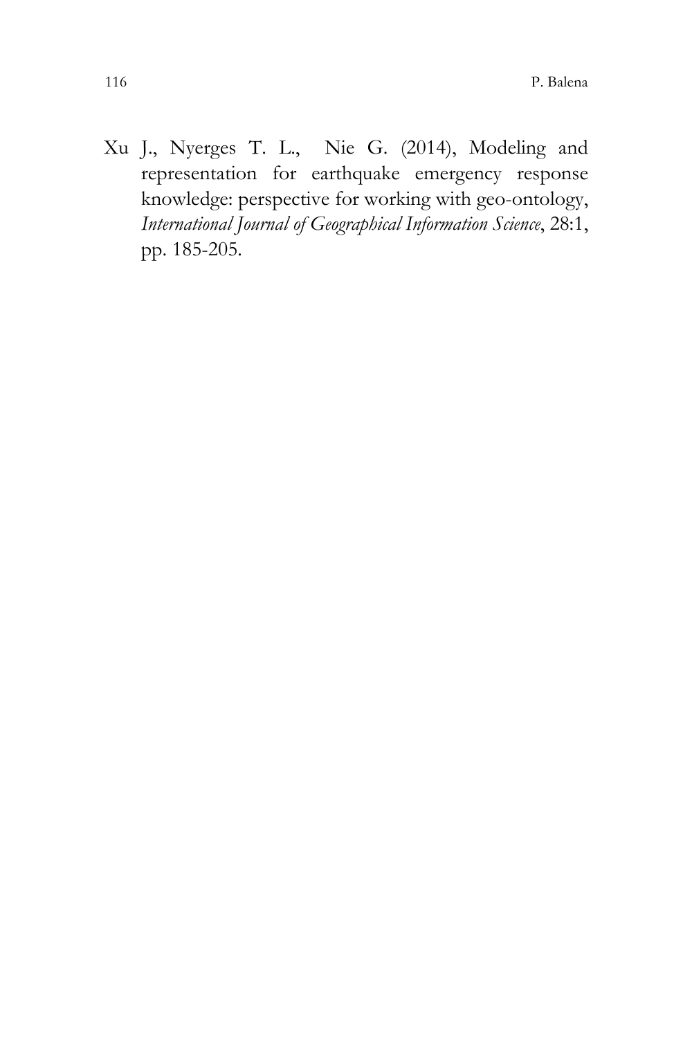Xu J., Nyerges T. L., Nie G. (2014), Modeling and representation for earthquake emergency response knowledge: perspective for working with geo-ontology, *International Journal of Geographical Information Science*, 28:1, pp. 185-205.